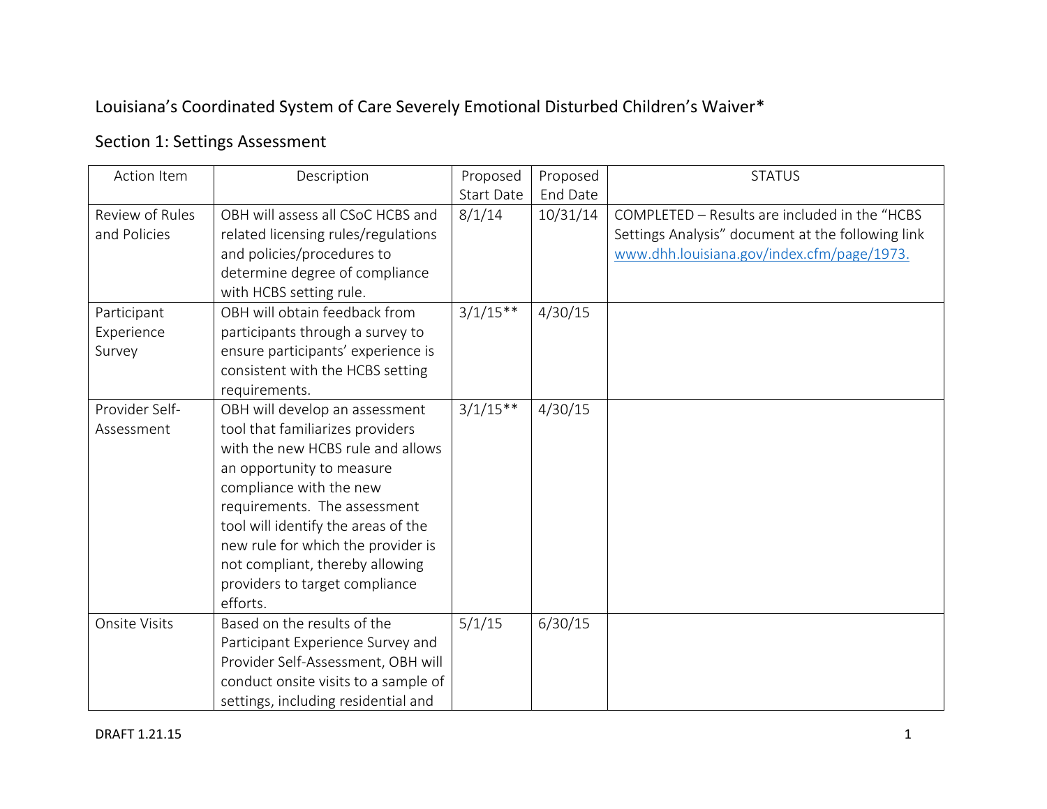# Louisiana’s Coordinated System of Care Severely Emotional Disturbed Children’s Waiver*

## Section 1: Settings Assessment

| Action Item | Description | Proposed Start Date | Proposed End Date | STATUS |
|---|---|---|---|---|
| Review of Rules and Policies | OBH will assess all CSoC HCBS and related licensing rules/regulations and policies/procedures to determine degree of compliance with HCBS setting rule. | 8/1/14 | 10/31/14 | COMPLETED – Results are included in the “HCBS Settings Analysis” document at the following link [www.dhh.louisiana.gov/index.cfm/page/1973.](http://www.dhh.louisiana.gov/index.cfm/page/1973) |
| Participant Experience Survey | OBH will obtain feedback from participants through a survey to ensure participants’ experience is consistent with the HCBS setting requirements. | 3/1/15** | 4/30/15 | |
| Provider Self-Assessment | OBH will develop an assessment tool that familiarizes providers with the new HCBS rule and allows an opportunity to measure compliance with the new requirements. The assessment tool will identify the areas of the new rule for which the provider is not compliant, thereby allowing providers to target compliance efforts. | 3/1/15** | 4/30/15 | |
| Onsite Visits | Based on the results of the Participant Experience Survey and Provider Self-Assessment, OBH will conduct onsite visits to a sample of settings, including residential and | 5/1/15 | 6/30/15 | |

DRAFT 1.21.15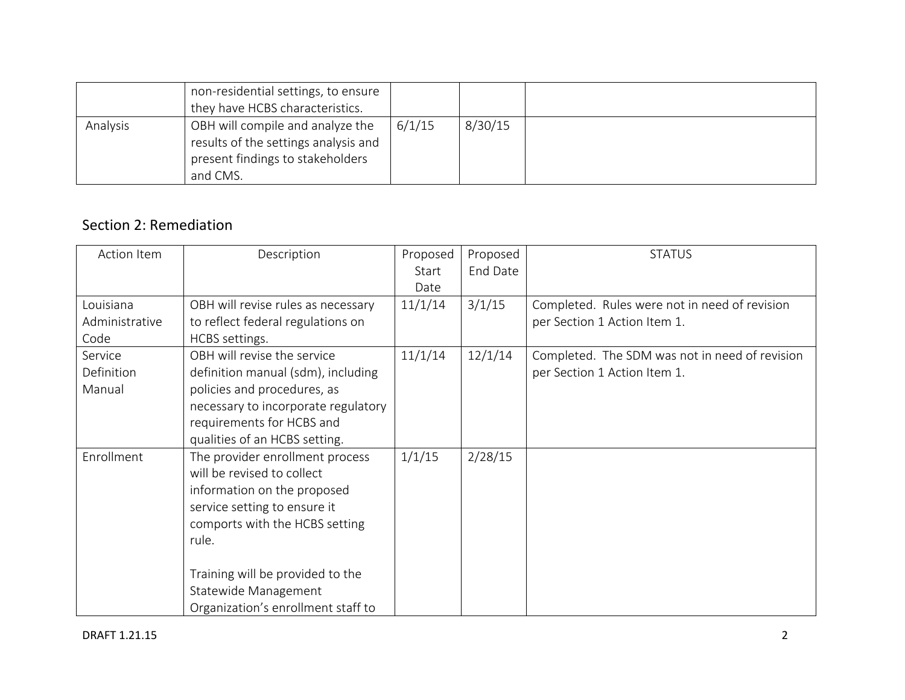|  |  |  |  |  |
| --- | --- | --- | --- | --- |
|  | non-residential settings, to ensure they have HCBS characteristics. |  |  |  |
| Analysis | OBH will compile and analyze the results of the settings analysis and present findings to stakeholders and CMS. | 6/1/15 | 8/30/15 |  |

## Section 2: Remediation

| Action Item | Description | Proposed Start Date | Proposed End Date | STATUS |
| --- | --- | --- | --- | --- |
| Louisiana Administrative Code | OBH will revise rules as necessary to reflect federal regulations on HCBS settings. | 11/1/14 | 3/1/15 | Completed. Rules were not in need of revision per Section 1 Action Item 1. |
| Service Definition Manual | OBH will revise the service definition manual (sdm), including policies and procedures, as necessary to incorporate regulatory requirements for HCBS and qualities of an HCBS setting. | 11/1/14 | 12/1/14 | Completed. The SDM was not in need of revision per Section 1 Action Item 1. |
| Enrollment | The provider enrollment process will be revised to collect information on the proposed service setting to ensure it comports with the HCBS setting rule.<br><br>Training will be provided to the Statewide Management Organization's enrollment staff to | 1/1/15 | 2/28/15 |  |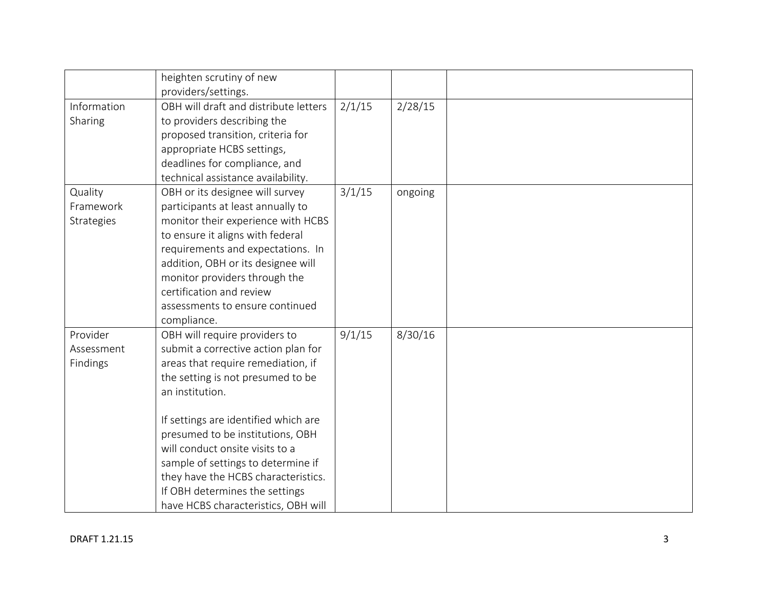| | | | | |
|---|---|---|---|---|
| | heighten scrutiny of new providers/settings. | | | |
| Information Sharing | OBH will draft and distribute letters to providers describing the proposed transition, criteria for appropriate HCBS settings, deadlines for compliance, and technical assistance availability. | 2/1/15 | 2/28/15 | |
| Quality Framework Strategies | OBH or its designee will survey participants at least annually to monitor their experience with HCBS to ensure it aligns with federal requirements and expectations. In addition, OBH or its designee will monitor providers through the certification and review assessments to ensure continued compliance. | 3/1/15 | ongoing | |
| Provider Assessment Findings | OBH will require providers to submit a corrective action plan for areas that require remediation, if the setting is not presumed to be an institution.<br><br>If settings are identified which are presumed to be institutions, OBH will conduct onsite visits to a sample of settings to determine if they have the HCBS characteristics. If OBH determines the settings have HCBS characteristics, OBH will | 9/1/15 | 8/30/16 | |

DRAFT 1.21.15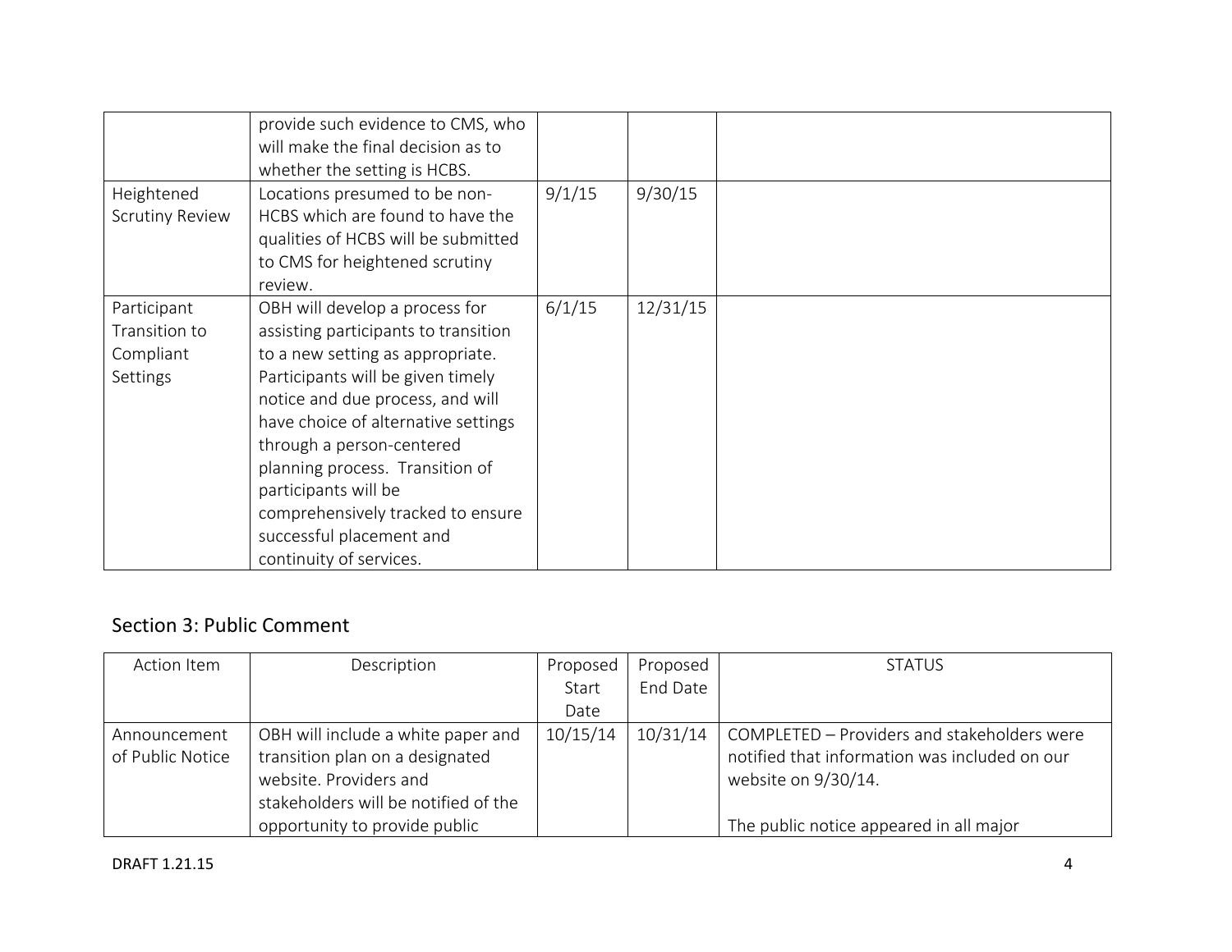| | | | | |
|---|---|---|---|---|
| | provide such evidence to CMS, who will make the final decision as to whether the setting is HCBS. | | | |
| Heightened Scrutiny Review | Locations presumed to be non-HCBS which are found to have the qualities of HCBS will be submitted to CMS for heightened scrutiny review. | 9/1/15 | 9/30/15 | |
| Participant Transition to Compliant Settings | OBH will develop a process for assisting participants to transition to a new setting as appropriate. Participants will be given timely notice and due process, and will have choice of alternative settings through a person-centered planning process. Transition of participants will be comprehensively tracked to ensure successful placement and continuity of services. | 6/1/15 | 12/31/15 | |

## Section 3: Public Comment

| Action Item | Description | Proposed Start Date | Proposed End Date | STATUS |
|---|---|---|---|---|
| Announcement of Public Notice | OBH will include a white paper and transition plan on a designated website. Providers and stakeholders will be notified of the opportunity to provide public | 10/15/14 | 10/31/14 | COMPLETED – Providers and stakeholders were notified that information was included on our website on 9/30/14.<br><br>The public notice appeared in all major |

DRAFT 1.21.15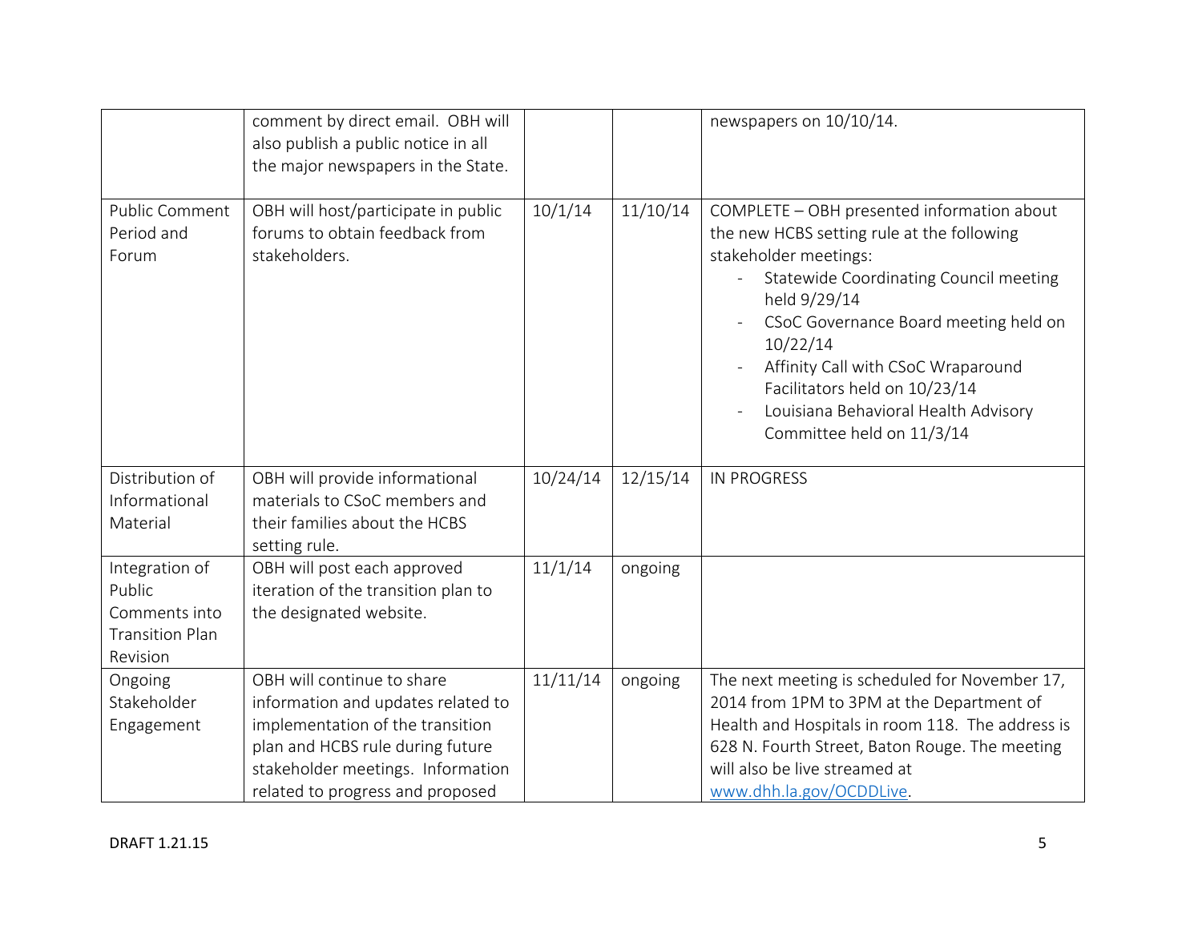| | | | | |
|---|---|---|---|---|
| | comment by direct email. OBH will also publish a public notice in all the major newspapers in the State. | | | newspapers on 10/10/14. |
| Public Comment Period and Forum | OBH will host/participate in public forums to obtain feedback from stakeholders. | 10/1/14 | 11/10/14 | COMPLETE – OBH presented information about the new HCBS setting rule at the following stakeholder meetings:<br>- Statewide Coordinating Council meeting held 9/29/14<br>- CSoC Governance Board meeting held on 10/22/14<br>- Affinity Call with CSoC Wraparound Facilitators held on 10/23/14<br>- Louisiana Behavioral Health Advisory Committee held on 11/3/14 |
| Distribution of Informational Material | OBH will provide informational materials to CSoC members and their families about the HCBS setting rule. | 10/24/14 | 12/15/14 | IN PROGRESS |
| Integration of Public Comments into Transition Plan Revision | OBH will post each approved iteration of the transition plan to the designated website. | 11/1/14 | ongoing | |
| Ongoing Stakeholder Engagement | OBH will continue to share information and updates related to implementation of the transition plan and HCBS rule during future stakeholder meetings. Information related to progress and proposed | 11/11/14 | ongoing | The next meeting is scheduled for November 17, 2014 from 1PM to 3PM at the Department of Health and Hospitals in room 118. The address is 628 N. Fourth Street, Baton Rouge. The meeting will also be live streamed at www.dhh.la.gov/OCDDLive. |

DRAFT 1.21.15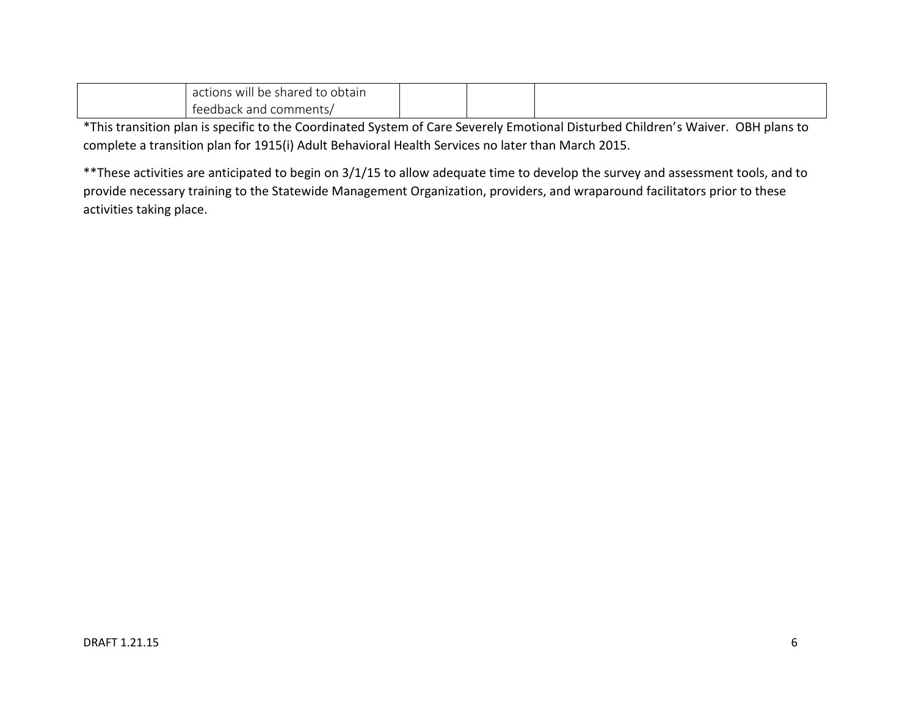| | | | | |
|---|---|---|---|---|
| | actions will be shared to obtain feedback and comments/ | | | |

*This transition plan is specific to the Coordinated System of Care Severely Emotional Disturbed Children's Waiver. OBH plans to complete a transition plan for 1915(i) Adult Behavioral Health Services no later than March 2015.

**These activities are anticipated to begin on 3/1/15 to allow adequate time to develop the survey and assessment tools, and to provide necessary training to the Statewide Management Organization, providers, and wraparound facilitators prior to these activities taking place.

DRAFT 1.21.15